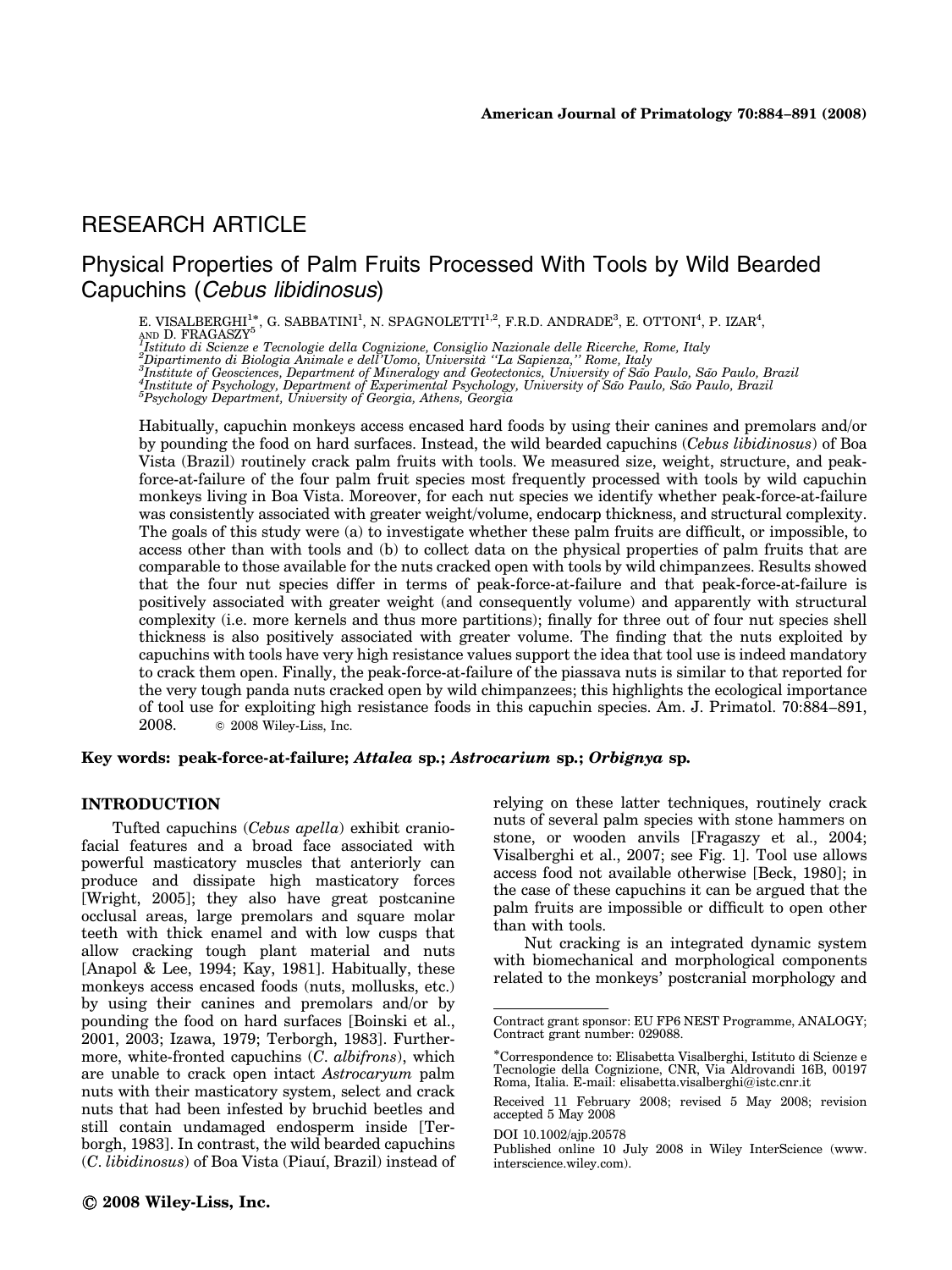RESEARCH ARTICLE

# Physical Properties of Palm Fruits Processed With Tools by Wild Bearded Capuchins (*Cebus libidinosus*)

E. VISALBERGHI[1*], G. SABBATINI[1], N. SPAGNOLETTI[1,2], F.R.D. ANDRADE[3], E. OTTONI[4], P. IZAR[4], AND D. FRAGASZY[5]

[1]*Istituto di Scienze e Tecnologie della Cognizione, Consiglio Nazionale delle Ricerche, Rome, Italy*
[2]*Dipartimento di Biologia Animale e dell'Uomo, Università "La Sapienza," Rome, Italy*
[3]*Institute of Geosciences, Department of Mineralogy and Geotectonics, University of São Paulo, São Paulo, Brazil*
[4]*Institute of Psychology, Department of Experimental Psychology, University of São Paulo, São Paulo, Brazil*
[5]*Psychology Department, University of Georgia, Athens, Georgia*

Habitually, capuchin monkeys access encased hard foods by using their canines and premolars and/or by pounding the food on hard surfaces. Instead, the wild bearded capuchins (*Cebus libidinosus*) of Boa Vista (Brazil) routinely crack palm fruits with tools. We measured size, weight, structure, and peak-force-at-failure of the four palm fruit species most frequently processed with tools by wild capuchin monkeys living in Boa Vista. Moreover, for each nut species we identify whether peak-force-at-failure was consistently associated with greater weight/volume, endocarp thickness, and structural complexity. The goals of this study were (a) to investigate whether these palm fruits are difficult, or impossible, to access other than with tools and (b) to collect data on the physical properties of palm fruits that are comparable to those available for the nuts cracked open with tools by wild chimpanzees. Results showed that the four nut species differ in terms of peak-force-at-failure and that peak-force-at-failure is positively associated with greater weight (and consequently volume) and apparently with structural complexity (i.e. more kernels and thus more partitions); finally for three out of four nut species shell thickness is also positively associated with greater volume. The finding that the nuts exploited by capuchins with tools have very high resistance values support the idea that tool use is indeed mandatory to crack them open. Finally, the peak-force-at-failure of the piassava nuts is similar to that reported for the very tough panda nuts cracked open by wild chimpanzees; this highlights the ecological importance of tool use for exploiting high resistance foods in this capuchin species. Am. J. Primatol. 70:884–891, 2008. © 2008 Wiley-Liss, Inc.

**Key words: peak-force-at-failure; *Attalea* sp.; *Astrocarium* sp.; *Orbignya* sp.**

## INTRODUCTION

Tufted capuchins (*Cebus apella*) exhibit craniofacial features and a broad face associated with powerful masticatory muscles that anteriorly can produce and dissipate high masticatory forces [Wright, 2005]; they also have great postcanine occlusal areas, large premolars and square molar teeth with thick enamel and with low cusps that allow cracking tough plant material and nuts [Anapol & Lee, 1994; Kay, 1981]. Habitually, these monkeys access encased foods (nuts, mollusks, etc.) by using their canines and premolars and/or by pounding the food on hard surfaces [Boinski et al., 2001, 2003; Izawa, 1979; Terborgh, 1983]. Furthermore, white-fronted capuchins (*C. albifrons*), which are unable to crack open intact *Astrocaryum* palm nuts with their masticatory system, select and crack nuts that had been infested by bruchid beetles and still contain undamaged endosperm inside [Terborgh, 1983]. In contrast, the wild bearded capuchins (*C. libidinosus*) of Boa Vista (Piauí, Brazil) instead of relying on these latter techniques, routinely crack nuts of several palm species with stone hammers on stone, or wooden anvils [Fragaszy et al., 2004; Visalberghi et al., 2007; see Fig. 1]. Tool use allows access food not available otherwise [Beck, 1980]; in the case of these capuchins it can be argued that the palm fruits are impossible or difficult to open other than with tools.

Nut cracking is an integrated dynamic system with biomechanical and morphological components related to the monkeys' postcranial morphology and

---

Contract grant sponsor: EU FP6 NEST Programme, ANALOGY; Contract grant number: 029088.

*Correspondence to: Elisabetta Visalberghi, Istituto di Scienze e Tecnologie della Cognizione, CNR, Via Aldrovandi 16B, 00197 Roma, Italia. E-mail: elisabetta.visalberghi@istc.cnr.it

Received 11 February 2008; revised 5 May 2008; revision accepted 5 May 2008

DOI 10.1002/ajp.20578

Published online 10 July 2008 in Wiley InterScience (www.interscience.wiley.com).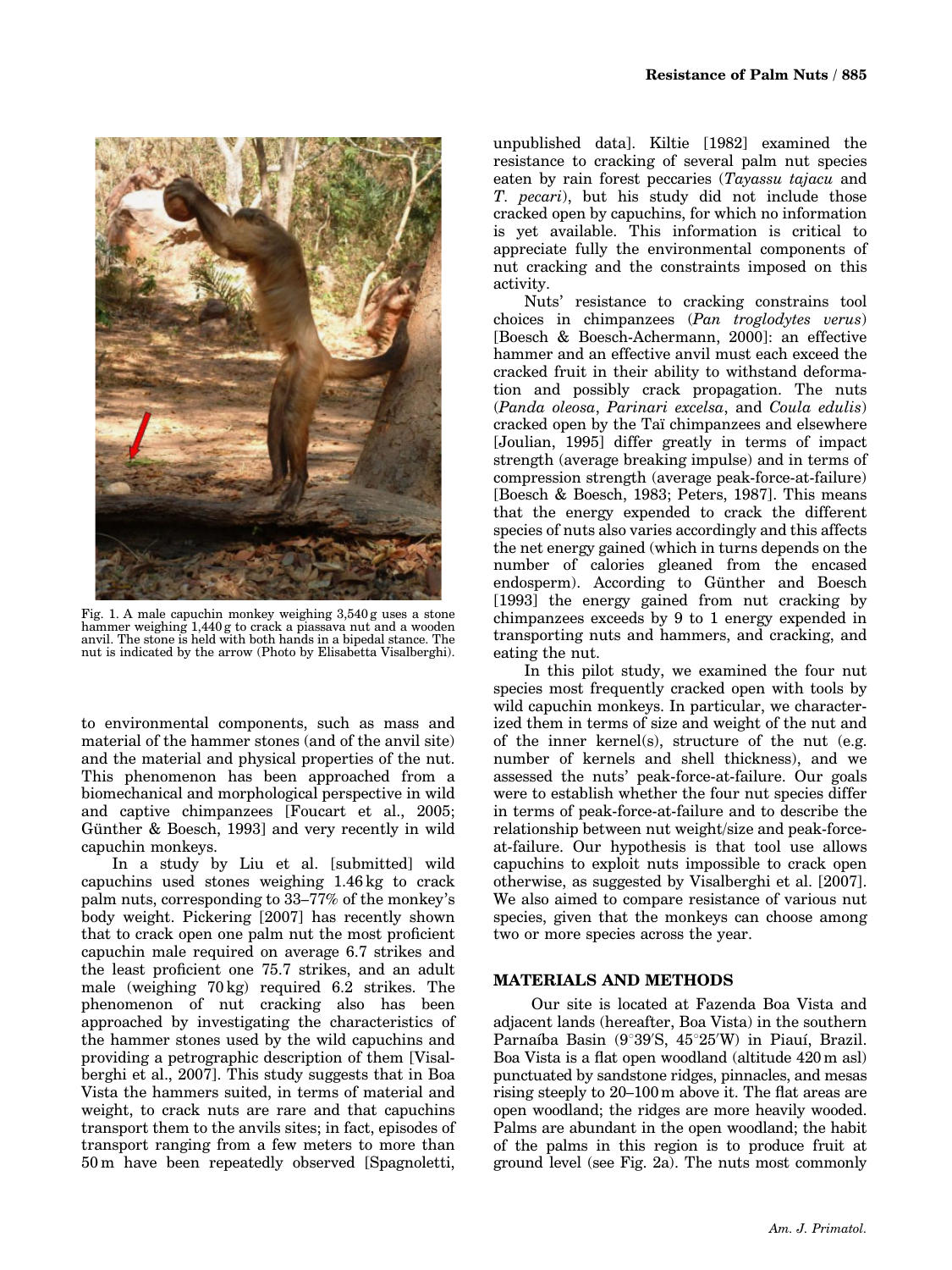Fig. 1. A male capuchin monkey weighing 3,540 g uses a stone hammer weighing 1,440 g to crack a piassava nut and a wooden anvil. The stone is held with both hands in a bipedal stance. The nut is indicated by the arrow (Photo by Elisabetta Visalberghi).

to environmental components, such as mass and material of the hammer stones (and of the anvil site) and the material and physical properties of the nut. This phenomenon has been approached from a biomechanical and morphological perspective in wild and captive chimpanzees [Foucart et al., 2005; Günther & Boesch, 1993] and very recently in wild capuchin monkeys.

In a study by Liu et al. [submitted] wild capuchins used stones weighing 1.46 kg to crack palm nuts, corresponding to 33–77% of the monkey's body weight. Pickering [2007] has recently shown that to crack open one palm nut the most proficient capuchin male required on average 6.7 strikes and the least proficient one 75.7 strikes, and an adult male (weighing 70 kg) required 6.2 strikes. The phenomenon of nut cracking also has been approached by investigating the characteristics of the hammer stones used by the wild capuchins and providing a petrographic description of them [Visalberghi et al., 2007]. This study suggests that in Boa Vista the hammers suited, in terms of material and weight, to crack nuts are rare and that capuchins transport them to the anvils sites; in fact, episodes of transport ranging from a few meters to more than 50 m have been repeatedly observed [Spagnoletti, unpublished data]. Kiltie [1982] examined the resistance to cracking of several palm nut species eaten by rain forest peccaries (*Tayassu tajacu* and *T. pecari*), but his study did not include those cracked open by capuchins, for which no information is yet available. This information is critical to appreciate fully the environmental components of nut cracking and the constraints imposed on this activity.

Nuts' resistance to cracking constrains tool choices in chimpanzees (*Pan troglodytes verus*) [Boesch & Boesch-Achermann, 2000]: an effective hammer and an effective anvil must each exceed the cracked fruit in their ability to withstand deformation and possibly crack propagation. The nuts (*Panda oleosa*, *Parinari excelsa*, and *Coula edulis*) cracked open by the Taï chimpanzees and elsewhere [Joulian, 1995] differ greatly in terms of impact strength (average breaking impulse) and in terms of compression strength (average peak-force-at-failure) [Boesch & Boesch, 1983; Peters, 1987]. This means that the energy expended to crack the different species of nuts also varies accordingly and this affects the net energy gained (which in turns depends on the number of calories gleaned from the encased endosperm). According to Günther and Boesch [1993] the energy gained from nut cracking by chimpanzees exceeds by 9 to 1 energy expended in transporting nuts and hammers, and cracking, and eating the nut.

In this pilot study, we examined the four nut species most frequently cracked open with tools by wild capuchin monkeys. In particular, we characterized them in terms of size and weight of the nut and of the inner kernel(s), structure of the nut (e.g. number of kernels and shell thickness), and we assessed the nuts' peak-force-at-failure. Our goals were to establish whether the four nut species differ in terms of peak-force-at-failure and to describe the relationship between nut weight/size and peak-force-at-failure. Our hypothesis is that tool use allows capuchins to exploit nuts impossible to crack open otherwise, as suggested by Visalberghi et al. [2007]. We also aimed to compare resistance of various nut species, given that the monkeys can choose among two or more species across the year.

## MATERIALS AND METHODS

Our site is located at Fazenda Boa Vista and adjacent lands (hereafter, Boa Vista) in the southern Parnaíba Basin (9°39′S, 45°25′W) in Piauí, Brazil. Boa Vista is a flat open woodland (altitude 420 m asl) punctuated by sandstone ridges, pinnacles, and mesas rising steeply to 20–100 m above it. The flat areas are open woodland; the ridges are more heavily wooded. Palms are abundant in the open woodland; the habit of the palms in this region is to produce fruit at ground level (see Fig. 2a). The nuts most commonly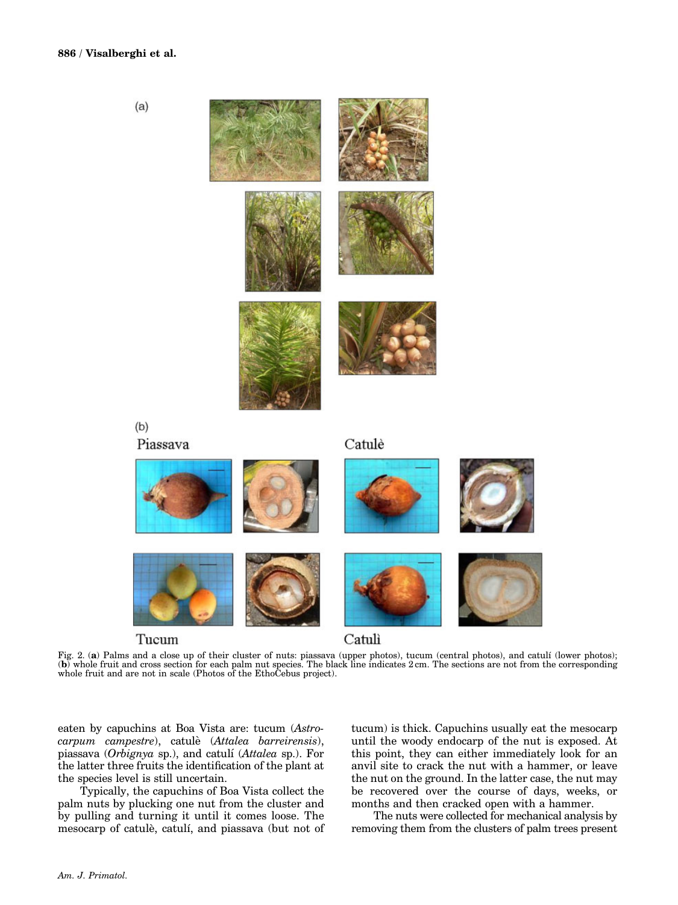(a)

(b)

Piassava

Catulè

Tucum

Catulí

Fig. 2. (**a**) Palms and a close up of their cluster of nuts: piassava (upper photos), tucum (central photos), and catulí (lower photos); (**b**) whole fruit and cross section for each palm nut species. The black line indicates 2 cm. The sections are not from the corresponding whole fruit and are not in scale (Photos of the EthoCebus project).

eaten by capuchins at Boa Vista are: tucum (*Astrocarpum campestre*), catulè (*Attalea barreirensis*), piassava (*Orbignya* sp.), and catulí (*Attalea* sp.). For the latter three fruits the identification of the plant at the species level is still uncertain.

Typically, the capuchins of Boa Vista collect the palm nuts by plucking one nut from the cluster and by pulling and turning it until it comes loose. The mesocarp of catulè, catulí, and piassava (but not of tucum) is thick. Capuchins usually eat the mesocarp until the woody endocarp of the nut is exposed. At this point, they can either immediately look for an anvil site to crack the nut with a hammer, or leave the nut on the ground. In the latter case, the nut may be recovered over the course of days, weeks, or months and then cracked open with a hammer.

The nuts were collected for mechanical analysis by removing them from the clusters of palm trees present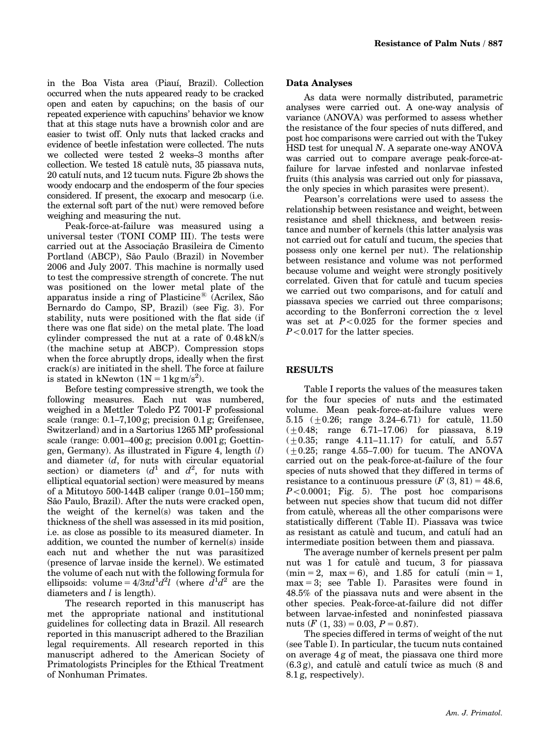in the Boa Vista area (Piauí, Brazil). Collection occurred when the nuts appeared ready to be cracked open and eaten by capuchins; on the basis of our repeated experience with capuchins' behavior we know that at this stage nuts have a brownish color and are easier to twist off. Only nuts that lacked cracks and evidence of beetle infestation were collected. The nuts we collected were tested 2 weeks–3 months after collection. We tested 18 catulè nuts, 35 piassava nuts, 20 catulí nuts, and 12 tucum nuts. Figure 2b shows the woody endocarp and the endosperm of the four species considered. If present, the exocarp and mesocarp (i.e. the external soft part of the nut) were removed before weighing and measuring the nut.

Peak-force-at-failure was measured using a universal tester (TONI COMP III). The tests were carried out at the Associação Brasileira de Cimento Portland (ABCP), São Paulo (Brazil) in November 2006 and July 2007. This machine is normally used to test the compressive strength of concrete. The nut was positioned on the lower metal plate of the apparatus inside a ring of Plasticine® (Acrilex, São Bernardo do Campo, SP, Brazil) (see Fig. 3). For stability, nuts were positioned with the flat side (if there was one flat side) on the metal plate. The load cylinder compressed the nut at a rate of 0.48 kN/s (the machine setup at ABCP). Compression stops when the force abruptly drops, ideally when the first crack(s) are initiated in the shell. The force at failure is stated in kNewton ($1\text{N} = 1\,\text{kg}\,\text{m/s}^2$).

Before testing compressive strength, we took the following measures. Each nut was numbered, weighed in a Mettler Toledo PZ 7001-F professional scale (range: 0.1–7,100 g; precision 0.1 g; Greifensee, Switzerland) and in a Sartorius 1265 MP professional scale (range: 0.001–400 g; precision 0.001 g; Goettingen, Germany). As illustrated in Figure 4, length ($l$) and diameter ($d$, for nuts with circular equatorial section) or diameters ($d^1$ and $d^2$, for nuts with elliptical equatorial section) were measured by means of a Mitutoyo 500-144B caliper (range 0.01–150 mm; São Paulo, Brazil). After the nuts were cracked open, the weight of the kernel(s) was taken and the thickness of the shell was assessed in its mid position, i.e. as close as possible to its measured diameter. In addition, we counted the number of kernel(s) inside each nut and whether the nut was parasitized (presence of larvae inside the kernel). We estimated the volume of each nut with the following formula for ellipsoids: volume $= 4/3\pi d^1 d^2 l$ (where $d^1 d^2$ are the diameters and $l$ is length).

The research reported in this manuscript has met the appropriate national and institutional guidelines for collecting data in Brazil. All research reported in this manuscript adhered to the Brazilian legal requirements. All research reported in this manuscript adhered to the American Society of Primatologists Principles for the Ethical Treatment of Nonhuman Primates.

### Data Analyses

As data were normally distributed, parametric analyses were carried out. A one-way analysis of variance (ANOVA) was performed to assess whether the resistance of the four species of nuts differed, and post hoc comparisons were carried out with the Tukey HSD test for unequal $N$. A separate one-way ANOVA was carried out to compare average peak-force-at-failure for larvae infested and nonlarvae infested fruits (this analysis was carried out only for piassava, the only species in which parasites were present).

Pearson's correlations were used to assess the relationship between resistance and weight, between resistance and shell thickness, and between resistance and number of kernels (this latter analysis was not carried out for catulí and tucum, the species that possess only one kernel per nut). The relationship between resistance and volume was not performed because volume and weight were strongly positively correlated. Given that for catulè and tucum species we carried out two comparisons, and for catulí and piassava species we carried out three comparisons; according to the Bonferroni correction the $\alpha$ level was set at $P < 0.025$ for the former species and $P < 0.017$ for the latter species.

## RESULTS

Table I reports the values of the measures taken for the four species of nuts and the estimated volume. Mean peak-force-at-failure values were 5.15 ($\pm$0.26; range 3.24–6.71) for catulè, 11.50 ($\pm$0.48; range 6.71–17.06) for piassava, 8.19 ($\pm$0.35; range 4.11–11.17) for catulí, and 5.57 ($\pm$0.25; range 4.55–7.00) for tucum. The ANOVA carried out on the peak-force-at-failure of the four species of nuts showed that they differed in terms of resistance to a continuous pressure ($F$ (3, 81) = 48.6, $P < 0.0001$; Fig. 5). The post hoc comparisons between nut species show that tucum did not differ from catulè, whereas all the other comparisons were statistically different (Table II). Piassava was twice as resistant as catulè and tucum, and catulí had an intermediate position between them and piassava.

The average number of kernels present per palm nut was 1 for catulè and tucum, 3 for piassava (min = 2, max = 6), and 1.85 for catulí (min = 1, max = 3; see Table I). Parasites were found in 48.5% of the piassava nuts and were absent in the other species. Peak-force-at-failure did not differ between larvae-infested and noninfested piassava nuts ($F$ (1, 33) = 0.03, $P = 0.87$).

The species differed in terms of weight of the nut (see Table I). In particular, the tucum nuts contained on average 4 g of meat, the piassava one third more (6.3 g), and catulè and catulí twice as much (8 and 8.1 g, respectively).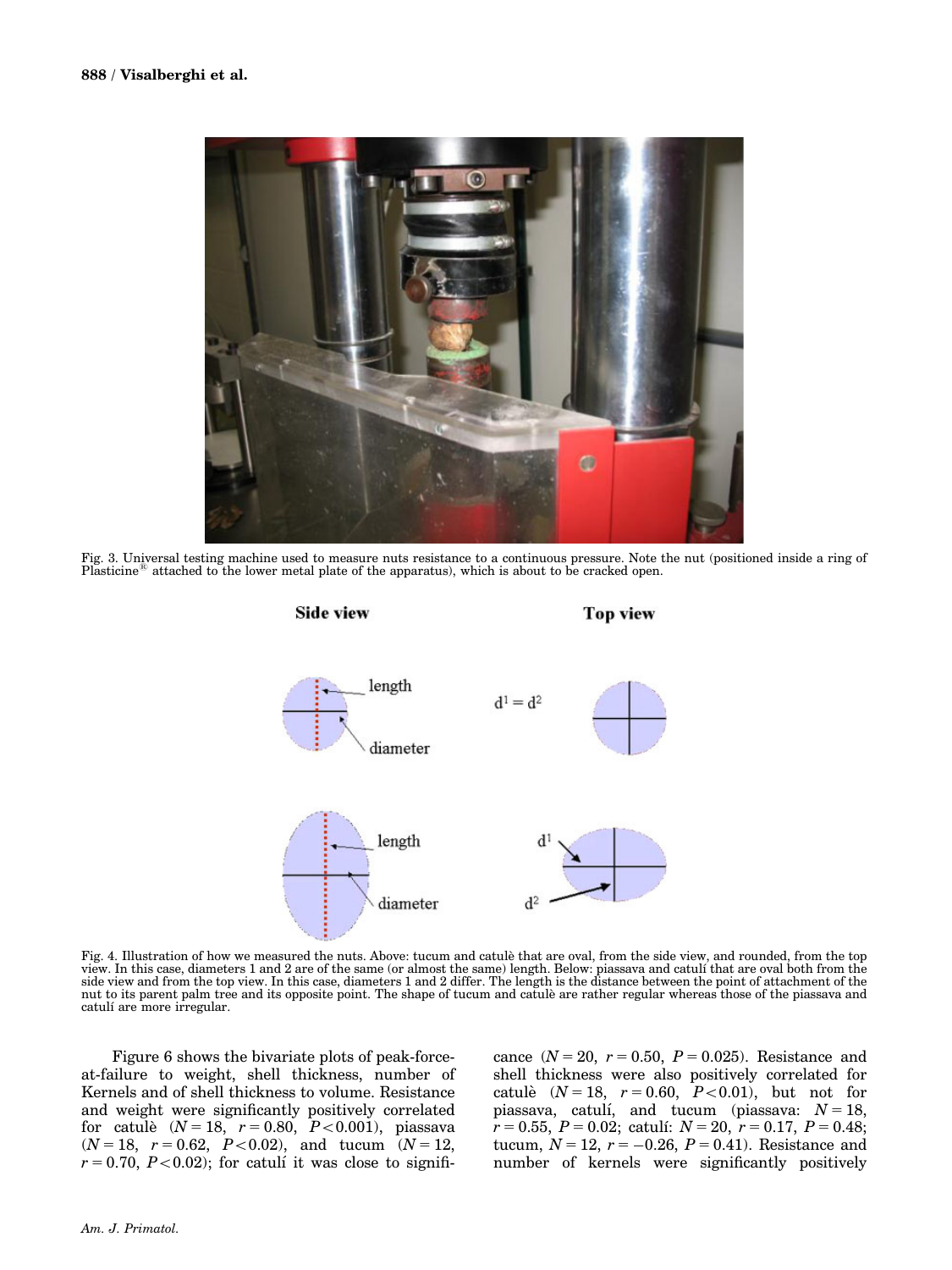Fig. 3. Universal testing machine used to measure nuts resistance to a continuous pressure. Note the nut (positioned inside a ring of Plasticine® attached to the lower metal plate of the apparatus), which is about to be cracked open.

Side view

Top view

length

diameter

$d^1 = d^2$

length

diameter

$d^1$

$d^2$

Fig. 4. Illustration of how we measured the nuts. Above: tucum and catulè that are oval, from the side view, and rounded, from the top view. In this case, diameters 1 and 2 are of the same (or almost the same) length. Below: piassava and catulí that are oval both from the side view and from the top view. In this case, diameters 1 and 2 differ. The length is the distance between the point of attachment of the nut to its parent palm tree and its opposite point. The shape of tucum and catulè are rather regular whereas those of the piassava and catulí are more irregular.

Figure 6 shows the bivariate plots of peak-force-at-failure to weight, shell thickness, number of Kernels and of shell thickness to volume. Resistance and weight were significantly positively correlated for catulè ($N = 18$, $r = 0.80$, $P < 0.001$), piassava ($N = 18$, $r = 0.62$, $P < 0.02$), and tucum ($N = 12$, $r = 0.70$, $P < 0.02$); for catulí it was close to significance ($N = 20$, $r = 0.50$, $P = 0.025$). Resistance and shell thickness were also positively correlated for catulè ($N = 18$, $r = 0.60$, $P < 0.01$), but not for piassava, catulí, and tucum (piassava: $N = 18$, $r = 0.55$, $P = 0.02$; catulí: $N = 20$, $r = 0.17$, $P = 0.48$; tucum, $N = 12$, $r = -0.26$, $P = 0.41$). Resistance and number of kernels were significantly positively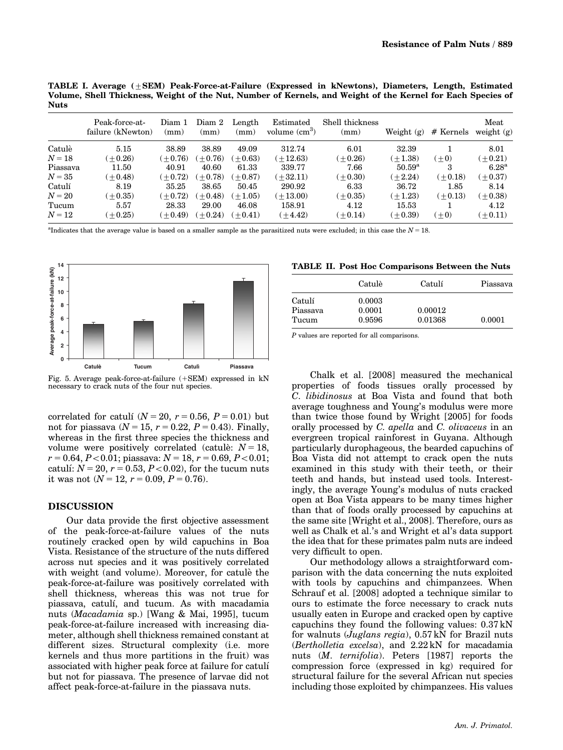**TABLE I. Average (±SEM) Peak-Force-at-Failure (Expressed in kNewtons), Diameters, Length, Estimated Volume, Shell Thickness, Weight of the Nut, Number of Kernels, and Weight of the Kernel for Each Species of Nuts**

| | Peak-force-at-failure (kNewton) | Diam 1 (mm) | Diam 2 (mm) | Length (mm) | Estimated volume (cm$^3$) | Shell thickness (mm) | Weight (g) | # Kernels | Meat weight (g) |
|---|---|---|---|---|---|---|---|---|---|
| Catulè | 5.15 | 38.89 | 38.89 | 49.09 | 312.74 | 6.01 | 32.39 | 1 | 8.01 |
| $N = 18$ | (±0.26) | (±0.76) | (±0.76) | (±0.63) | (±12.63) | (±0.26) | (±1.38) | (±0) | (±0.21) |
| Piassava | 11.50 | 40.91 | 40.60 | 61.33 | 339.77 | 7.66 | 50.59[a] | 3 | 6.28[a] |
| $N = 35$ | (±0.48) | (±0.72) | (±0.78) | (±0.87) | (±32.11) | (±0.30) | (±2.24) | (±0.18) | (±0.37) |
| Catulí | 8.19 | 35.25 | 38.65 | 50.45 | 290.92 | 6.33 | 36.72 | 1.85 | 8.14 |
| $N = 20$ | (±0.35) | (±0.72) | (±0.48) | (±1.05) | (±13.00) | (±0.35) | (±1.23) | (±0.13) | (±0.38) |
| Tucum | 5.57 | 28.33 | 29.00 | 46.08 | 158.91 | 4.12 | 15.53 | 1 | 4.12 |
| $N = 12$ | (±0.25) | (±0.49) | (±0.24) | (±0.41) | (±4.42) | (±0.14) | (±0.39) | (±0) | (±0.11) |

[a]Indicates that the average value is based on a smaller sample as the parasitized nuts were excluded; in this case the $N = 18$.

14
12
10
8
6
4
2
0
Average peak-force-at-failure (kN)
Catulè
Tucum
Catulì
Piassava

Fig. 5. Average peak-force-at-failure (+SEM) expressed in kN necessary to crack nuts of the four nut species.

**TABLE II. Post Hoc Comparisons Between the Nuts**

| | Catulè | Catulí | Piassava |
|---|---|---|---|
| Catulí | 0.0003 | | |
| Piassava | 0.0001 | 0.00012 | |
| Tucum | 0.9596 | 0.01368 | 0.0001 |

*P* values are reported for all comparisons.

correlated for catulí ($N = 20$, $r = 0.56$, $P = 0.01$) but not for piassava ($N = 15$, $r = 0.22$, $P = 0.43$). Finally, whereas in the first three species the thickness and volume were positively correlated (catulè: $N = 18$, $r = 0.64$, $P < 0.01$; piassava: $N = 18$, $r = 0.69$, $P < 0.01$; catulí: $N = 20$, $r = 0.53$, $P < 0.02$), for the tucum nuts it was not ($N = 12$, $r = 0.09$, $P = 0.76$).

## DISCUSSION

Our data provide the first objective assessment of the peak-force-at-failure values of the nuts routinely cracked open by wild capuchins in Boa Vista. Resistance of the structure of the nuts differed across nut species and it was positively correlated with weight (and volume). Moreover, for catulè the peak-force-at-failure was positively correlated with shell thickness, whereas this was not true for piassava, catulí, and tucum. As with macadamia nuts (*Macadamia* sp.) [Wang & Mai, 1995], tucum peak-force-at-failure increased with increasing diameter, although shell thickness remained constant at different sizes. Structural complexity (i.e. more kernels and thus more partitions in the fruit) was associated with higher peak force at failure for catulí but not for piassava. The presence of larvae did not affect peak-force-at-failure in the piassava nuts.

Chalk et al. [2008] measured the mechanical properties of foods tissues orally processed by *C. libidinosus* at Boa Vista and found that both average toughness and Young's modulus were more than twice those found by Wright [2005] for foods orally processed by *C. apella* and *C. olivaceus* in an evergreen tropical rainforest in Guyana. Although particularly durophageous, the bearded capuchins of Boa Vista did not attempt to crack open the nuts examined in this study with their teeth, or their teeth and hands, but instead used tools. Interestingly, the average Young's modulus of nuts cracked open at Boa Vista appears to be many times higher than that of foods orally processed by capuchins at the same site [Wright et al., 2008]. Therefore, ours as well as Chalk et al.'s and Wright et al's data support the idea that for these primates palm nuts are indeed very difficult to open.

Our methodology allows a straightforward comparison with the data concerning the nuts exploited with tools by capuchins and chimpanzees. When Schrauf et al. [2008] adopted a technique similar to ours to estimate the force necessary to crack nuts usually eaten in Europe and cracked open by captive capuchins they found the following values: 0.37 kN for walnuts (*Juglans regia*), 0.57 kN for Brazil nuts (*Bertholletia excelsa*), and 2.22 kN for macadamia nuts (*M. ternifolia*). Peters [1987] reports the compression force (expressed in kg) required for structural failure for the several African nut species including those exploited by chimpanzees. His values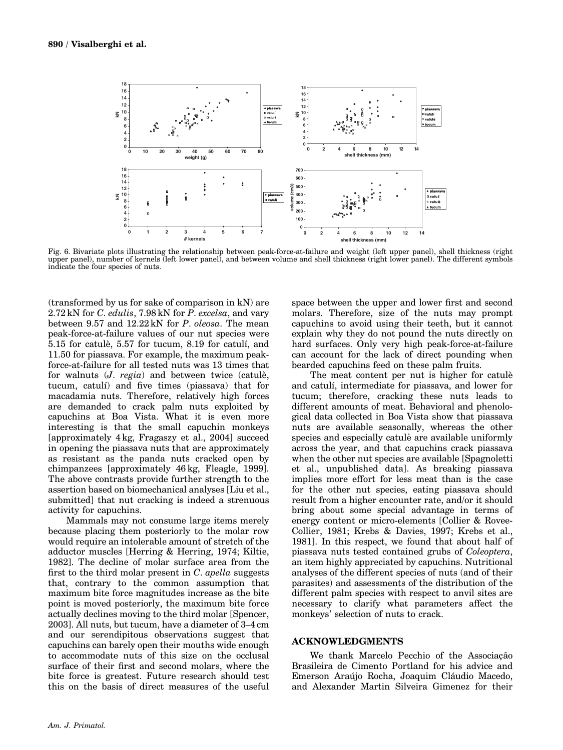18
16
14
12
10
8
6
4
2
0
kN
0 10 20 30 40 50 60 70 80
weight (g)
piassava
catulí
catulè
tucum

18
16
14
12
10
8
6
4
2
0
kN
0 2 4 6 8 10 12 14
shell thickness (mm)
piassava
catulí
catulè
tucum

18
16
14
12
10
8
6
4
2
0
kN
0 1 2 3 4 5 6 7
# kernels
piassava
catulí

700
600
500
400
300
200
100
0
volume (cm3)
0 2 4 6 8 10 12 14
shell thickness (mm)
piassava
catulí
catulè
tucum

Fig. 6. Bivariate plots illustrating the relationship between peak-force-at-failure and weight (left upper panel), shell thickness (right upper panel), number of kernels (left lower panel), and between volume and shell thickness (right lower panel). The different symbols indicate the four species of nuts.

(transformed by us for sake of comparison in kN) are 2.72 kN for *C. edulis*, 7.98 kN for *P. excelsa*, and vary between 9.57 and 12.22 kN for *P. oleosa*. The mean peak-force-at-failure values of our nut species were 5.15 for catulè, 5.57 for tucum, 8.19 for catulí, and 11.50 for piassava. For example, the maximum peak-force-at-failure for all tested nuts was 13 times that for walnuts (*J. regia*) and between twice (catulè, tucum, catulí) and five times (piassava) that for macadamia nuts. Therefore, relatively high forces are demanded to crack palm nuts exploited by capuchins at Boa Vista. What it is even more interesting is that the small capuchin monkeys [approximately 4 kg, Fragaszy et al., 2004] succeed in opening the piassava nuts that are approximately as resistant as the panda nuts cracked open by chimpanzees [approximately 46 kg, Fleagle, 1999]. The above contrasts provide further strength to the assertion based on biomechanical analyses [Liu et al., submitted] that nut cracking is indeed a strenuous activity for capuchins.

Mammals may not consume large items merely because placing them posteriorly to the molar row would require an intolerable amount of stretch of the adductor muscles [Herring & Herring, 1974; Kiltie, 1982]. The decline of molar surface area from the first to the third molar present in *C. apella* suggests that, contrary to the common assumption that maximum bite force magnitudes increase as the bite point is moved posteriorly, the maximum bite force actually declines moving to the third molar [Spencer, 2003]. All nuts, but tucum, have a diameter of 3–4 cm and our serendipitous observations suggest that capuchins can barely open their mouths wide enough to accommodate nuts of this size on the occlusal surface of their first and second molars, where the bite force is greatest. Future research should test this on the basis of direct measures of the useful space between the upper and lower first and second molars. Therefore, size of the nuts may prompt capuchins to avoid using their teeth, but it cannot explain why they do not pound the nuts directly on hard surfaces. Only very high peak-force-at-failure can account for the lack of direct pounding when bearded capuchins feed on these palm fruits.

The meat content per nut is higher for catulè and catulí, intermediate for piassava, and lower for tucum; therefore, cracking these nuts leads to different amounts of meat. Behavioral and phenological data collected in Boa Vista show that piassava nuts are available seasonally, whereas the other species and especially catulè are available uniformly across the year, and that capuchins crack piassava when the other nut species are available [Spagnoletti et al., unpublished data]. As breaking piassava implies more effort for less meat than is the case for the other nut species, eating piassava should result from a higher encounter rate, and/or it should bring about some special advantage in terms of energy content or micro-elements [Collier & Rovee-Collier, 1981; Krebs & Davies, 1997; Krebs et al., 1981]. In this respect, we found that about half of piassava nuts tested contained grubs of *Coleoptera*, an item highly appreciated by capuchins. Nutritional analyses of the different species of nuts (and of their parasites) and assessments of the distribution of the different palm species with respect to anvil sites are necessary to clarify what parameters affect the monkeys' selection of nuts to crack.

## ACKNOWLEDGMENTS

We thank Marcelo Pecchio of the Associação Brasileira de Cimento Portland for his advice and Emerson Araújo Rocha, Joaquim Cláudio Macedo, and Alexander Martin Silveira Gimenez for their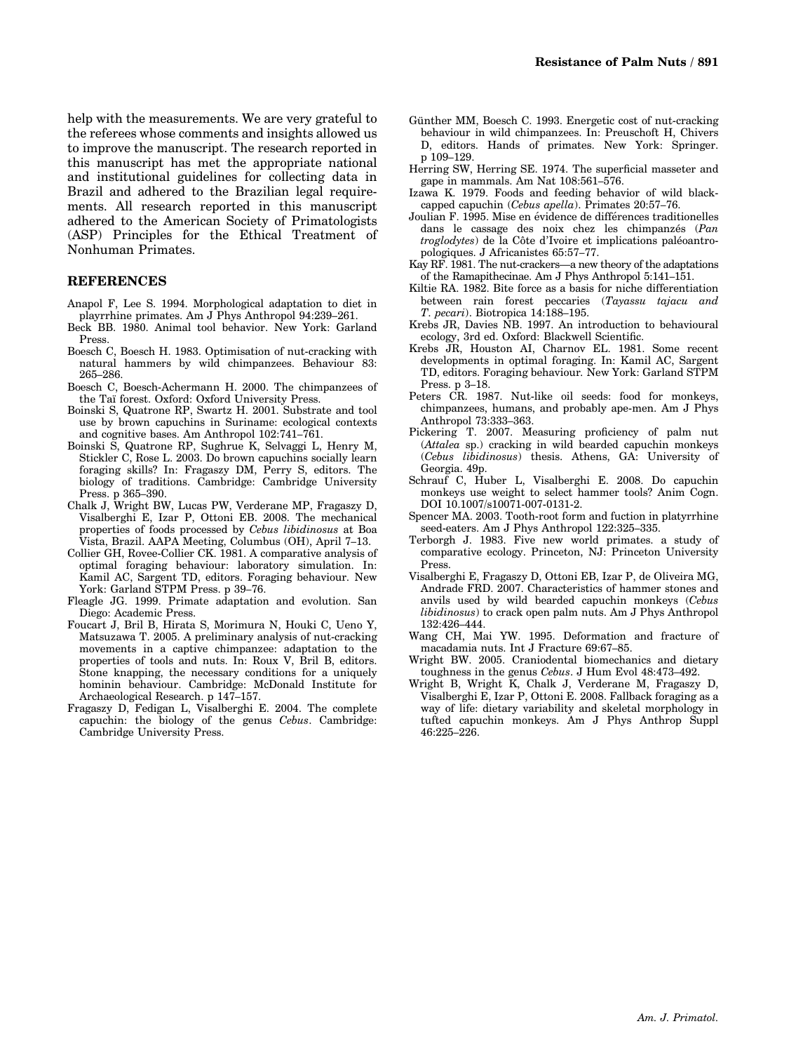help with the measurements. We are very grateful to the referees whose comments and insights allowed us to improve the manuscript. The research reported in this manuscript has met the appropriate national and institutional guidelines for collecting data in Brazil and adhered to the Brazilian legal requirements. All research reported in this manuscript adhered to the American Society of Primatologists (ASP) Principles for the Ethical Treatment of Nonhuman Primates.

## REFERENCES

Anapol F, Lee S. 1994. Morphological adaptation to diet in playrrhine primates. Am J Phys Anthropol 94:239–261.

Beck BB. 1980. Animal tool behavior. New York: Garland Press.

Boesch C, Boesch H. 1983. Optimisation of nut-cracking with natural hammers by wild chimpanzees. Behaviour 83: 265–286.

Boesch C, Boesch-Achermann H. 2000. The chimpanzees of the Taï forest. Oxford: Oxford University Press.

Boinski S, Quatrone RP, Swartz H. 2001. Substrate and tool use by brown capuchins in Suriname: ecological contexts and cognitive bases. Am Anthropol 102:741–761.

Boinski S, Quatrone RP, Sughrue K, Selvaggi L, Henry M, Stickler C, Rose L. 2003. Do brown capuchins socially learn foraging skills? In: Fragaszy DM, Perry S, editors. The biology of traditions. Cambridge: Cambridge University Press. p 365–390.

Chalk J, Wright BW, Lucas PW, Verderane MP, Fragaszy D, Visalberghi E, Izar P, Ottoni EB. 2008. The mechanical properties of foods processed by *Cebus libidinosus* at Boa Vista, Brazil. AAPA Meeting, Columbus (OH), April 7–13.

Collier GH, Rovee-Collier CK. 1981. A comparative analysis of optimal foraging behaviour: laboratory simulation. In: Kamil AC, Sargent TD, editors. Foraging behaviour. New York: Garland STPM Press. p 39–76.

Fleagle JG. 1999. Primate adaptation and evolution. San Diego: Academic Press.

Foucart J, Bril B, Hirata S, Morimura N, Houki C, Ueno Y, Matsuzawa T. 2005. A preliminary analysis of nut-cracking movements in a captive chimpanzee: adaptation to the properties of tools and nuts. In: Roux V, Bril B, editors. Stone knapping, the necessary conditions for a uniquely hominin behaviour. Cambridge: McDonald Institute for Archaeological Research. p 147–157.

Fragaszy D, Fedigan L, Visalberghi E. 2004. The complete capuchin: the biology of the genus *Cebus*. Cambridge: Cambridge University Press.

Günther MM, Boesch C. 1993. Energetic cost of nut-cracking behaviour in wild chimpanzees. In: Preuschoft H, Chivers D, editors. Hands of primates. New York: Springer. p 109–129.

Herring SW, Herring SE. 1974. The superficial masseter and gape in mammals. Am Nat 108:561–576.

Izawa K. 1979. Foods and feeding behavior of wild black-capped capuchin (*Cebus apella*). Primates 20:57–76.

Joulian F. 1995. Mise en évidence de différences traditionelles dans le cassage des noix chez les chimpanzés (*Pan troglodytes*) de la Côte d'Ivoire et implications paléoantropologiques. J Africanistes 65:57–77.

Kay RF. 1981. The nut-crackers—a new theory of the adaptations of the Ramapithecinae. Am J Phys Anthropol 5:141–151.

Kiltie RA. 1982. Bite force as a basis for niche differentiation between rain forest peccaries (*Tayassu tajacu and T. pecari*). Biotropica 14:188–195.

Krebs JR, Davies NB. 1997. An introduction to behavioural ecology, 3rd ed. Oxford: Blackwell Scientific.

Krebs JR, Houston AI, Charnov EL. 1981. Some recent developments in optimal foraging. In: Kamil AC, Sargent TD, editors. Foraging behaviour. New York: Garland STPM Press. p 3–18.

Peters CR. 1987. Nut-like oil seeds: food for monkeys, chimpanzees, humans, and probably ape-men. Am J Phys Anthropol 73:333–363.

Pickering T. 2007. Measuring proficiency of palm nut (*Attalea* sp.) cracking in wild bearded capuchin monkeys (*Cebus libidinosus*) thesis. Athens, GA: University of Georgia. 49p.

Schrauf C, Huber L, Visalberghi E. 2008. Do capuchin monkeys use weight to select hammer tools? Anim Cogn. DOI 10.1007/s10071-007-0131-2.

Spencer MA. 2003. Tooth-root form and fuction in platyrrhine seed-eaters. Am J Phys Anthropol 122:325–335.

Terborgh J. 1983. Five new world primates. a study of comparative ecology. Princeton, NJ: Princeton University Press.

Visalberghi E, Fragaszy D, Ottoni EB, Izar P, de Oliveira MG, Andrade FRD. 2007. Characteristics of hammer stones and anvils used by wild bearded capuchin monkeys (*Cebus libidinosus*) to crack open palm nuts. Am J Phys Anthropol 132:426–444.

Wang CH, Mai YW. 1995. Deformation and fracture of macadamia nuts. Int J Fracture 69:67–85.

Wright BW. 2005. Craniodental biomechanics and dietary toughness in the genus *Cebus*. J Hum Evol 48:473–492.

Wright B, Wright K, Chalk J, Verderane M, Fragaszy D, Visalberghi E, Izar P, Ottoni E. 2008. Fallback foraging as a way of life: dietary variability and skeletal morphology in tufted capuchin monkeys. Am J Phys Anthrop Suppl 46:225–226.